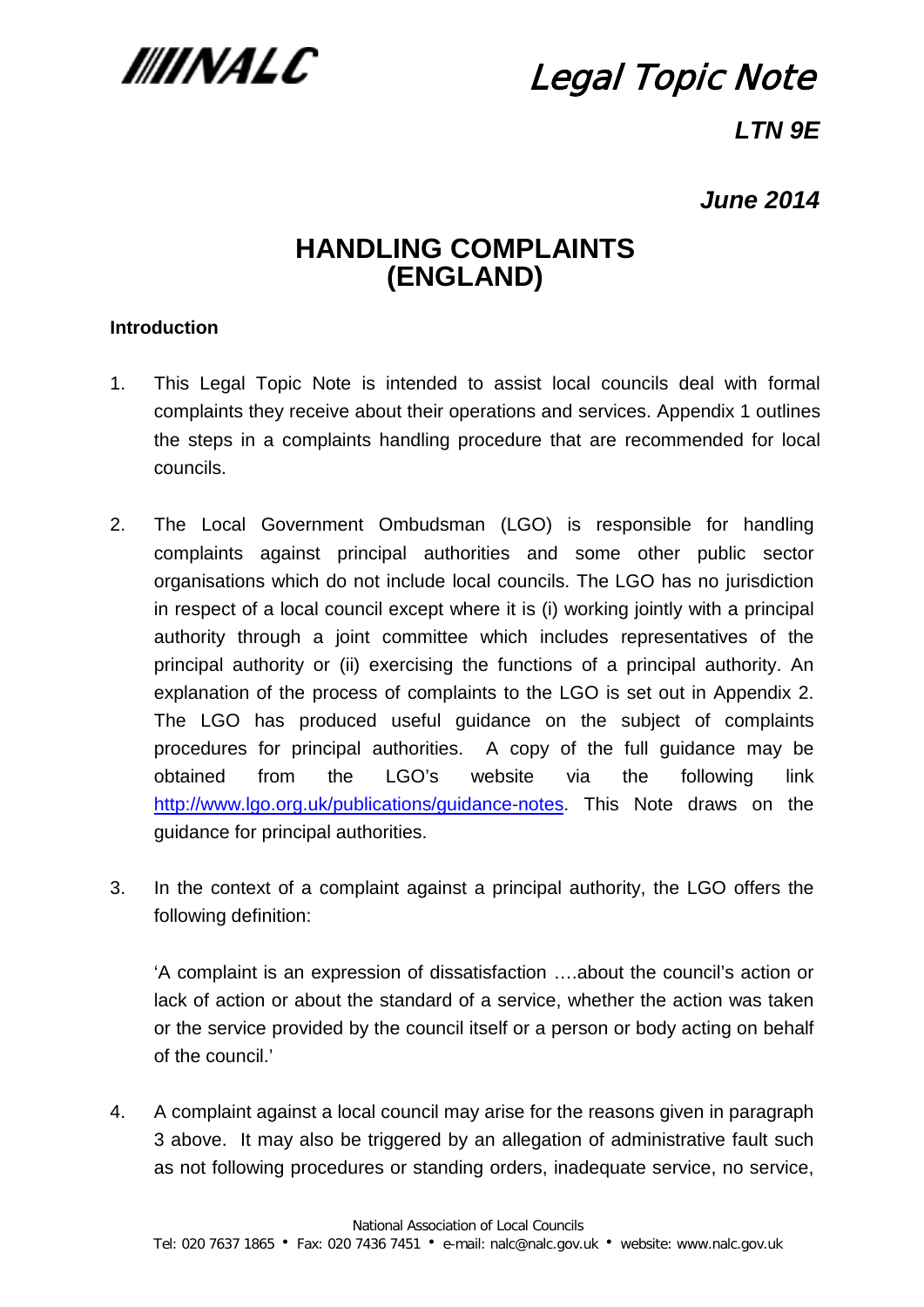NALC

Legal Topic Note

**LTN 9E**

**June 2014**

# HANDLING COMPLAINTS (ENGLAND)

### Introduction

1. This Legal Topic Note is intended to assist local councils deal with formal complaints they receive about their operations and services. Appendix 1 outlines the steps in a complaints handling procedure that are recommended for local councils.

2. The Local Government Ombudsman (LGO) is responsible for handling complaints against principal authorities and some other public sector organisations which do not include local councils. The LGO has no jurisdiction in respect of a local council except where it is (i) working jointly with a principal authority through a joint committee which includes representatives of the principal authority or (ii) exercising the functions of a principal authority. An explanation of the process of complaints to the LGO is set out in Appendix 2. The LGO has produced useful guidance on the subject of complaints procedures for principal authorities. A copy of the full guidance may be obtained from the LGO's website via the following link [http://www.lgo.org.uk/publications/guidance-notes](http://www.lgo.org.uk/publications/guidance-notes). This Note draws on the guidance for principal authorities.

3. In the context of a complaint against a principal authority, the LGO offers the following definition:

   'A complaint is an expression of dissatisfaction ….about the council's action or lack of action or about the standard of a service, whether the action was taken or the service provided by the council itself or a person or body acting on behalf of the council.'

4. A complaint against a local council may arise for the reasons given in paragraph 3 above. It may also be triggered by an allegation of administrative fault such as not following procedures or standing orders, inadequate service, no service,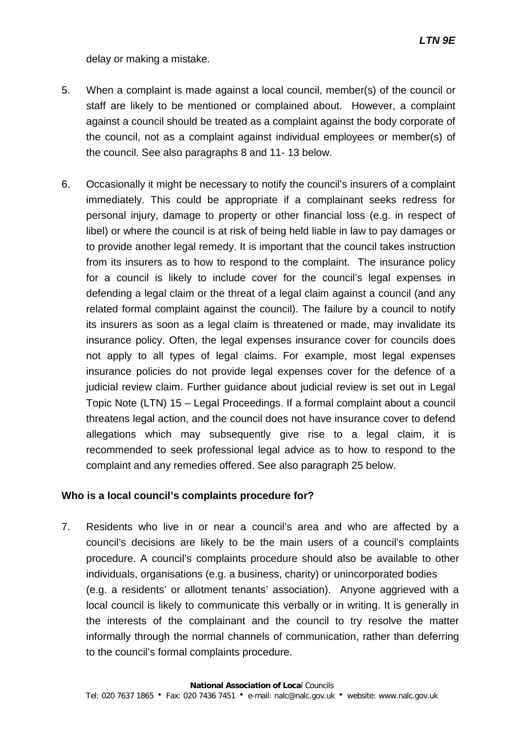delay or making a mistake.

5. When a complaint is made against a local council, member(s) of the council or staff are likely to be mentioned or complained about. However, a complaint against a council should be treated as a complaint against the body corporate of the council, not as a complaint against individual employees or member(s) of the council. See also paragraphs 8 and 11- 13 below.

6. Occasionally it might be necessary to notify the council's insurers of a complaint immediately. This could be appropriate if a complainant seeks redress for personal injury, damage to property or other financial loss (e.g. in respect of libel) or where the council is at risk of being held liable in law to pay damages or to provide another legal remedy. It is important that the council takes instruction from its insurers as to how to respond to the complaint. The insurance policy for a council is likely to include cover for the council's legal expenses in defending a legal claim or the threat of a legal claim against a council (and any related formal complaint against the council). The failure by a council to notify its insurers as soon as a legal claim is threatened or made, may invalidate its insurance policy. Often, the legal expenses insurance cover for councils does not apply to all types of legal claims. For example, most legal expenses insurance policies do not provide legal expenses cover for the defence of a judicial review claim. Further guidance about judicial review is set out in Legal Topic Note (LTN) 15 – Legal Proceedings. If a formal complaint about a council threatens legal action, and the council does not have insurance cover to defend allegations which may subsequently give rise to a legal claim, it is recommended to seek professional legal advice as to how to respond to the complaint and any remedies offered. See also paragraph 25 below.

**Who is a local council's complaints procedure for?**

7. Residents who live in or near a council's area and who are affected by a council's decisions are likely to be the main users of a council's complaints procedure. A council's complaints procedure should also be available to other individuals, organisations (e.g. a business, charity) or unincorporated bodies (e.g. a residents' or allotment tenants' association). Anyone aggrieved with a local council is likely to communicate this verbally or in writing. It is generally in the interests of the complainant and the council to try resolve the matter informally through the normal channels of communication, rather than deferring to the council's formal complaints procedure.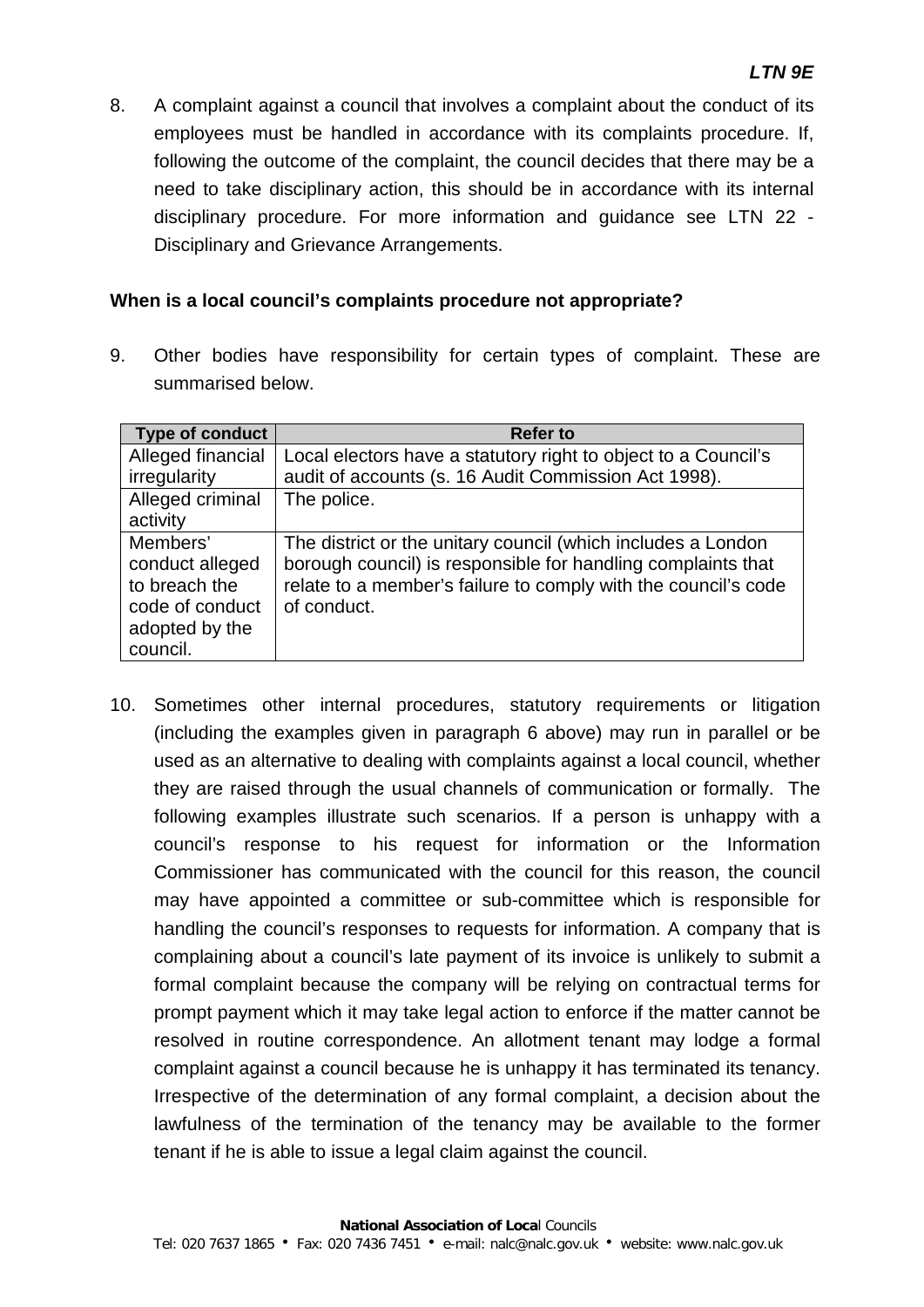8. A complaint against a council that involves a complaint about the conduct of its employees must be handled in accordance with its complaints procedure. If, following the outcome of the complaint, the council decides that there may be a need to take disciplinary action, this should be in accordance with its internal disciplinary procedure. For more information and guidance see LTN 22 - Disciplinary and Grievance Arrangements.

**When is a local council's complaints procedure not appropriate?**

9. Other bodies have responsibility for certain types of complaint. These are summarised below.

| Type of conduct | Refer to |
|---|---|
| Alleged financial irregularity | Local electors have a statutory right to object to a Council's audit of accounts (s. 16 Audit Commission Act 1998). |
| Alleged criminal activity | The police. |
| Members' conduct alleged to breach the code of conduct adopted by the council. | The district or the unitary council (which includes a London borough council) is responsible for handling complaints that relate to a member's failure to comply with the council's code of conduct. |

10. Sometimes other internal procedures, statutory requirements or litigation (including the examples given in paragraph 6 above) may run in parallel or be used as an alternative to dealing with complaints against a local council, whether they are raised through the usual channels of communication or formally. The following examples illustrate such scenarios. If a person is unhappy with a council's response to his request for information or the Information Commissioner has communicated with the council for this reason, the council may have appointed a committee or sub-committee which is responsible for handling the council's responses to requests for information. A company that is complaining about a council's late payment of its invoice is unlikely to submit a formal complaint because the company will be relying on contractual terms for prompt payment which it may take legal action to enforce if the matter cannot be resolved in routine correspondence. An allotment tenant may lodge a formal complaint against a council because he is unhappy it has terminated its tenancy. Irrespective of the determination of any formal complaint, a decision about the lawfulness of the termination of the tenancy may be available to the former tenant if he is able to issue a legal claim against the council.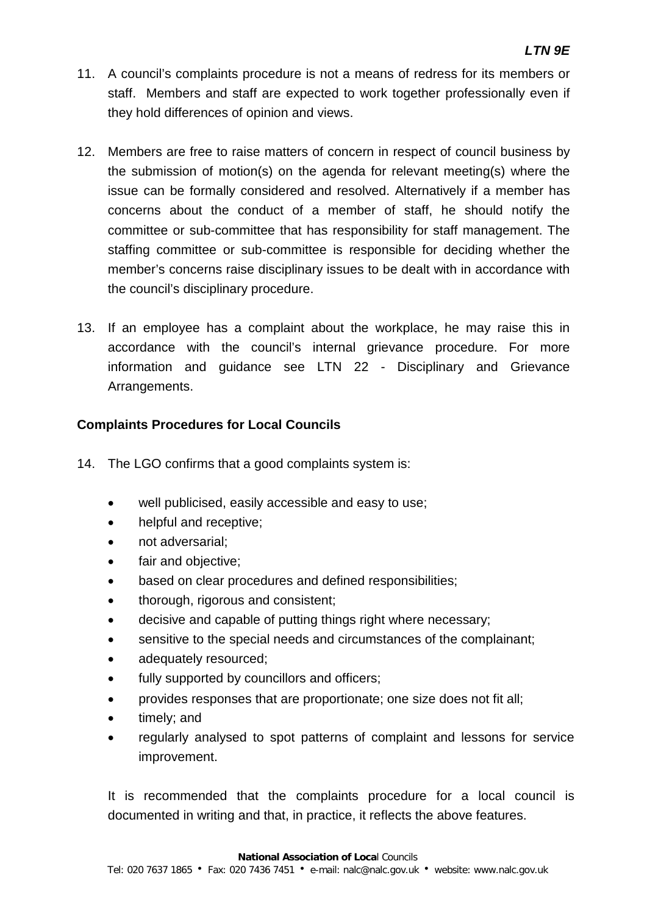11. A council's complaints procedure is not a means of redress for its members or staff. Members and staff are expected to work together professionally even if they hold differences of opinion and views.

12. Members are free to raise matters of concern in respect of council business by the submission of motion(s) on the agenda for relevant meeting(s) where the issue can be formally considered and resolved. Alternatively if a member has concerns about the conduct of a member of staff, he should notify the committee or sub-committee that has responsibility for staff management. The staffing committee or sub-committee is responsible for deciding whether the member's concerns raise disciplinary issues to be dealt with in accordance with the council's disciplinary procedure.

13. If an employee has a complaint about the workplace, he may raise this in accordance with the council's internal grievance procedure. For more information and guidance see LTN 22 - Disciplinary and Grievance Arrangements.

**Complaints Procedures for Local Councils**

14. The LGO confirms that a good complaints system is:

    - well publicised, easily accessible and easy to use;
    - helpful and receptive;
    - not adversarial;
    - fair and objective;
    - based on clear procedures and defined responsibilities;
    - thorough, rigorous and consistent;
    - decisive and capable of putting things right where necessary;
    - sensitive to the special needs and circumstances of the complainant;
    - adequately resourced;
    - fully supported by councillors and officers;
    - provides responses that are proportionate; one size does not fit all;
    - timely; and
    - regularly analysed to spot patterns of complaint and lessons for service improvement.

    It is recommended that the complaints procedure for a local council is documented in writing and that, in practice, it reflects the above features.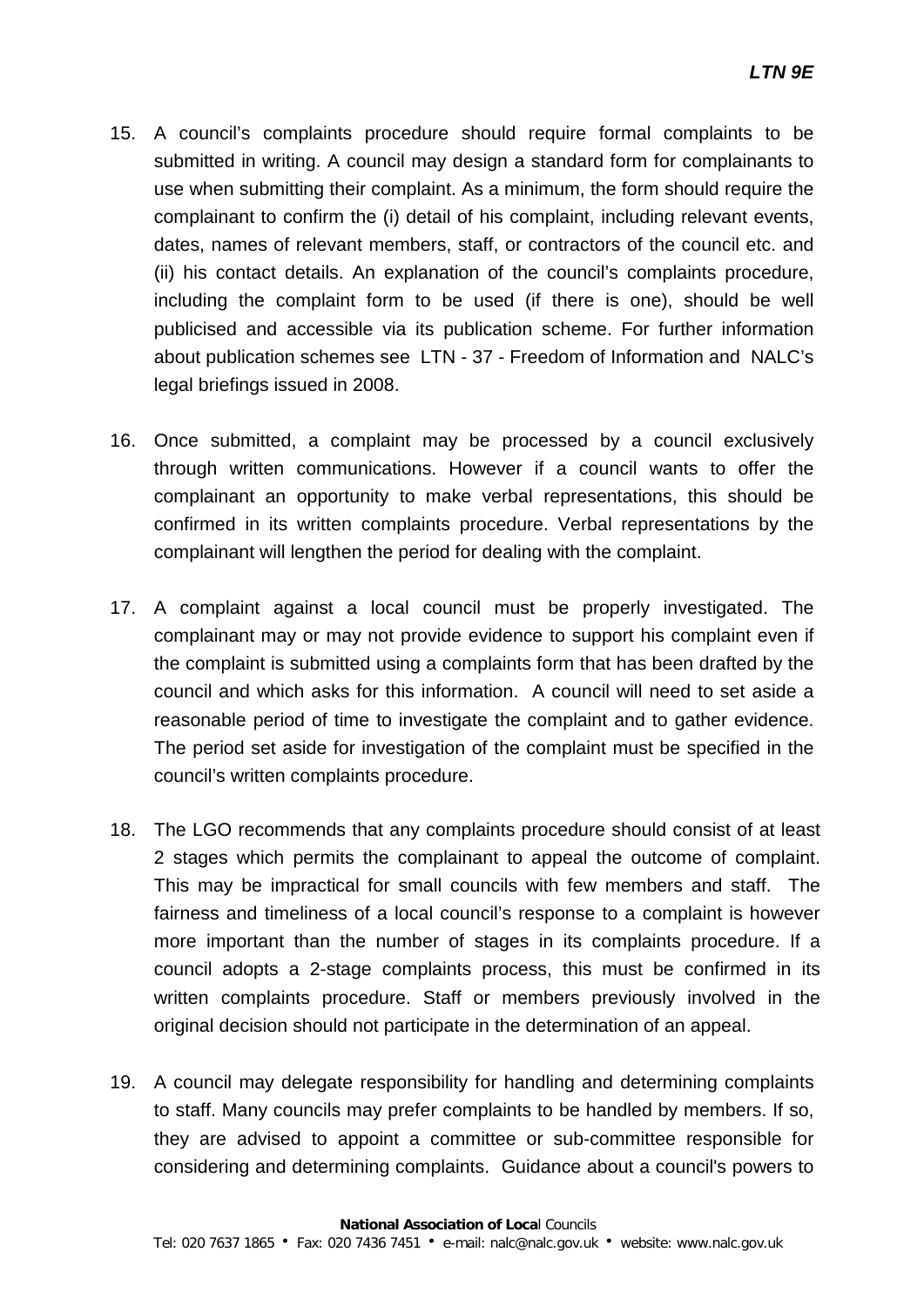15. A council's complaints procedure should require formal complaints to be submitted in writing. A council may design a standard form for complainants to use when submitting their complaint. As a minimum, the form should require the complainant to confirm the (i) detail of his complaint, including relevant events, dates, names of relevant members, staff, or contractors of the council etc. and (ii) his contact details. An explanation of the council's complaints procedure, including the complaint form to be used (if there is one), should be well publicised and accessible via its publication scheme. For further information about publication schemes see LTN - 37 - Freedom of Information and NALC's legal briefings issued in 2008.

16. Once submitted, a complaint may be processed by a council exclusively through written communications. However if a council wants to offer the complainant an opportunity to make verbal representations, this should be confirmed in its written complaints procedure. Verbal representations by the complainant will lengthen the period for dealing with the complaint.

17. A complaint against a local council must be properly investigated. The complainant may or may not provide evidence to support his complaint even if the complaint is submitted using a complaints form that has been drafted by the council and which asks for this information. A council will need to set aside a reasonable period of time to investigate the complaint and to gather evidence. The period set aside for investigation of the complaint must be specified in the council's written complaints procedure.

18. The LGO recommends that any complaints procedure should consist of at least 2 stages which permits the complainant to appeal the outcome of complaint. This may be impractical for small councils with few members and staff. The fairness and timeliness of a local council's response to a complaint is however more important than the number of stages in its complaints procedure. If a council adopts a 2-stage complaints process, this must be confirmed in its written complaints procedure. Staff or members previously involved in the original decision should not participate in the determination of an appeal.

19. A council may delegate responsibility for handling and determining complaints to staff. Many councils may prefer complaints to be handled by members. If so, they are advised to appoint a committee or sub-committee responsible for considering and determining complaints. Guidance about a council's powers to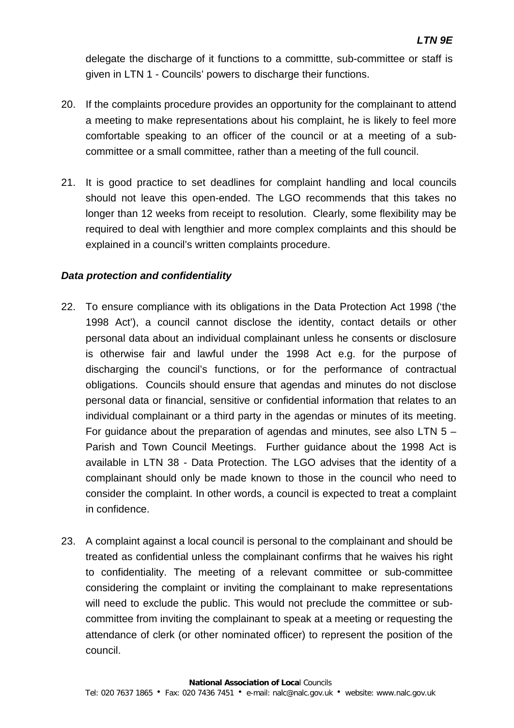delegate the discharge of it functions to a committte, sub-committee or staff is given in LTN 1 - Councils' powers to discharge their functions.

20. If the complaints procedure provides an opportunity for the complainant to attend a meeting to make representations about his complaint, he is likely to feel more comfortable speaking to an officer of the council or at a meeting of a sub-committee or a small committee, rather than a meeting of the full council.

21. It is good practice to set deadlines for complaint handling and local councils should not leave this open-ended. The LGO recommends that this takes no longer than 12 weeks from receipt to resolution. Clearly, some flexibility may be required to deal with lengthier and more complex complaints and this should be explained in a council's written complaints procedure.

***Data protection and confidentiality***

22. To ensure compliance with its obligations in the Data Protection Act 1998 ('the 1998 Act'), a council cannot disclose the identity, contact details or other personal data about an individual complainant unless he consents or disclosure is otherwise fair and lawful under the 1998 Act e.g. for the purpose of discharging the council's functions, or for the performance of contractual obligations. Councils should ensure that agendas and minutes do not disclose personal data or financial, sensitive or confidential information that relates to an individual complainant or a third party in the agendas or minutes of its meeting. For guidance about the preparation of agendas and minutes, see also LTN 5 – Parish and Town Council Meetings. Further guidance about the 1998 Act is available in LTN 38 - Data Protection. The LGO advises that the identity of a complainant should only be made known to those in the council who need to consider the complaint. In other words, a council is expected to treat a complaint in confidence.

23. A complaint against a local council is personal to the complainant and should be treated as confidential unless the complainant confirms that he waives his right to confidentiality. The meeting of a relevant committee or sub-committee considering the complaint or inviting the complainant to make representations will need to exclude the public. This would not preclude the committee or sub-committee from inviting the complainant to speak at a meeting or requesting the attendance of clerk (or other nominated officer) to represent the position of the council.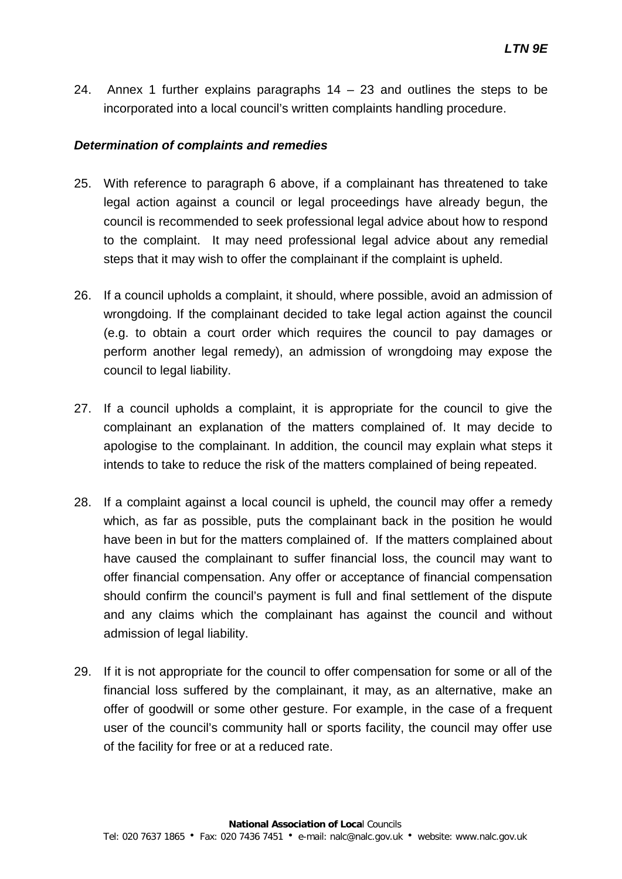24. Annex 1 further explains paragraphs 14 – 23 and outlines the steps to be incorporated into a local council's written complaints handling procedure.

***Determination of complaints and remedies***

25. With reference to paragraph 6 above, if a complainant has threatened to take legal action against a council or legal proceedings have already begun, the council is recommended to seek professional legal advice about how to respond to the complaint. It may need professional legal advice about any remedial steps that it may wish to offer the complainant if the complaint is upheld.

26. If a council upholds a complaint, it should, where possible, avoid an admission of wrongdoing. If the complainant decided to take legal action against the council (e.g. to obtain a court order which requires the council to pay damages or perform another legal remedy), an admission of wrongdoing may expose the council to legal liability.

27. If a council upholds a complaint, it is appropriate for the council to give the complainant an explanation of the matters complained of. It may decide to apologise to the complainant. In addition, the council may explain what steps it intends to take to reduce the risk of the matters complained of being repeated.

28. If a complaint against a local council is upheld, the council may offer a remedy which, as far as possible, puts the complainant back in the position he would have been in but for the matters complained of. If the matters complained about have caused the complainant to suffer financial loss, the council may want to offer financial compensation. Any offer or acceptance of financial compensation should confirm the council's payment is full and final settlement of the dispute and any claims which the complainant has against the council and without admission of legal liability.

29. If it is not appropriate for the council to offer compensation for some or all of the financial loss suffered by the complainant, it may, as an alternative, make an offer of goodwill or some other gesture. For example, in the case of a frequent user of the council's community hall or sports facility, the council may offer use of the facility for free or at a reduced rate.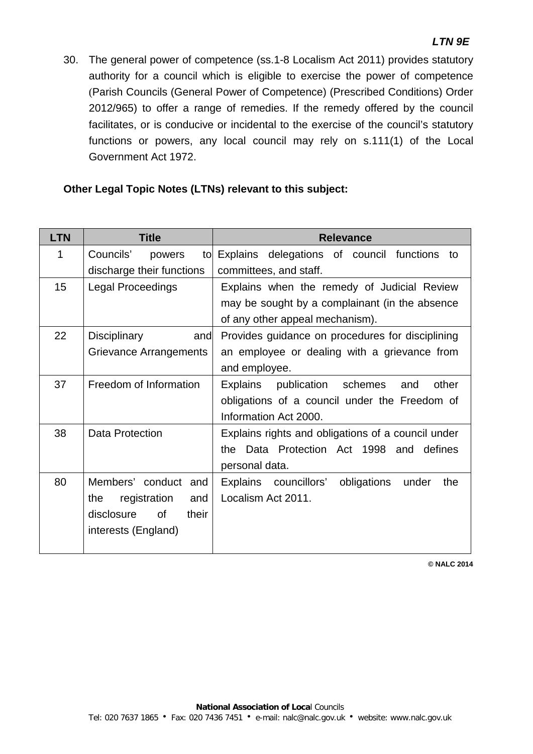30. The general power of competence (ss.1-8 Localism Act 2011) provides statutory authority for a council which is eligible to exercise the power of competence (Parish Councils (General Power of Competence) (Prescribed Conditions) Order 2012/965) to offer a range of remedies. If the remedy offered by the council facilitates, or is conducive or incidental to the exercise of the council's statutory functions or powers, any local council may rely on s.111(1) of the Local Government Act 1972.

**Other Legal Topic Notes (LTNs) relevant to this subject:**

| LTN | Title | Relevance |
|---|---|---|
| 1 | Councils' powers to discharge their functions | Explains delegations of council functions to committees, and staff. |
| 15 | Legal Proceedings | Explains when the remedy of Judicial Review may be sought by a complainant (in the absence of any other appeal mechanism). |
| 22 | Disciplinary and Grievance Arrangements | Provides guidance on procedures for disciplining an employee or dealing with a grievance from and employee. |
| 37 | Freedom of Information | Explains publication schemes and other obligations of a council under the Freedom of Information Act 2000. |
| 38 | Data Protection | Explains rights and obligations of a council under the Data Protection Act 1998 and defines personal data. |
| 80 | Members' conduct and the registration and disclosure of their interests (England) | Explains councillors' obligations under the Localism Act 2011. |

© NALC 2014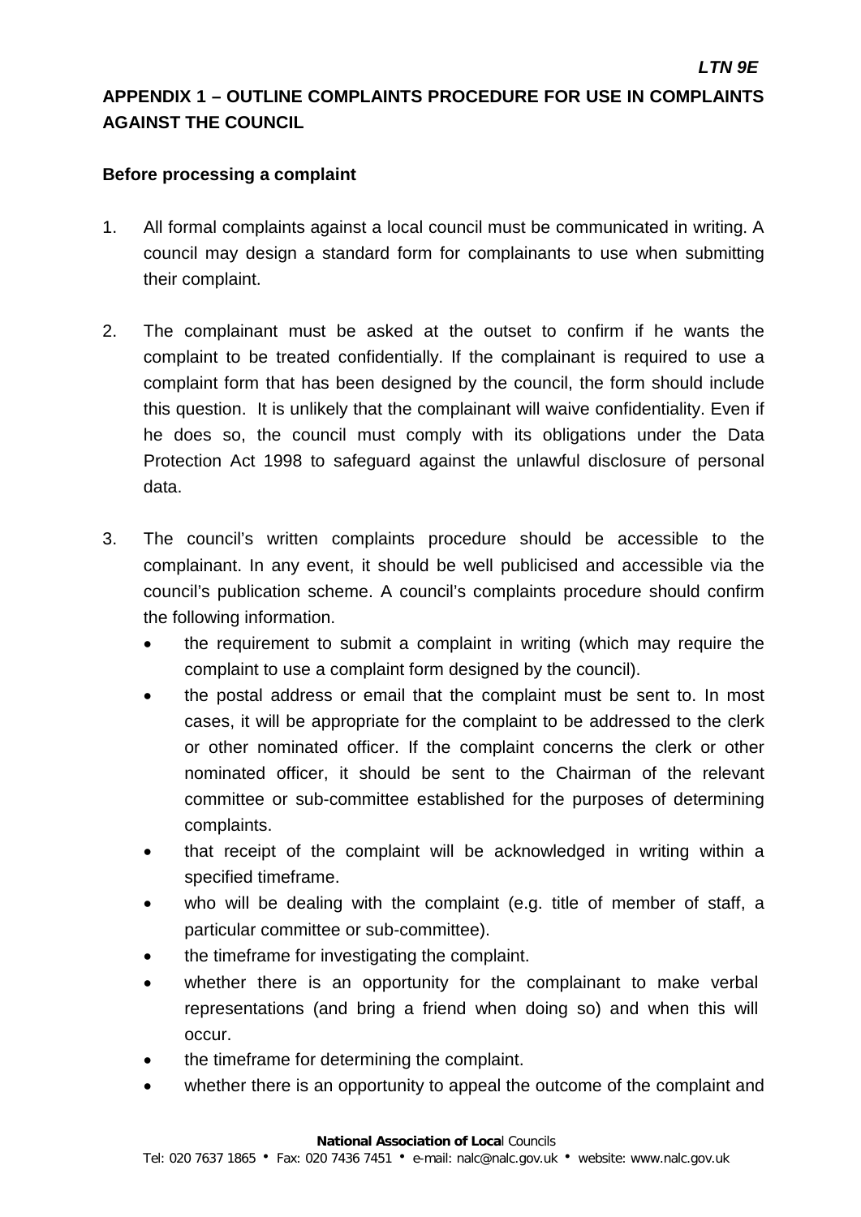## APPENDIX 1 – OUTLINE COMPLAINTS PROCEDURE FOR USE IN COMPLAINTS AGAINST THE COUNCIL

**Before processing a complaint**

1. All formal complaints against a local council must be communicated in writing. A council may design a standard form for complainants to use when submitting their complaint.

2. The complainant must be asked at the outset to confirm if he wants the complaint to be treated confidentially. If the complainant is required to use a complaint form that has been designed by the council, the form should include this question. It is unlikely that the complainant will waive confidentiality. Even if he does so, the council must comply with its obligations under the Data Protection Act 1998 to safeguard against the unlawful disclosure of personal data.

3. The council's written complaints procedure should be accessible to the complainant. In any event, it should be well publicised and accessible via the council's publication scheme. A council's complaints procedure should confirm the following information.
   - the requirement to submit a complaint in writing (which may require the complaint to use a complaint form designed by the council).
   - the postal address or email that the complaint must be sent to. In most cases, it will be appropriate for the complaint to be addressed to the clerk or other nominated officer. If the complaint concerns the clerk or other nominated officer, it should be sent to the Chairman of the relevant committee or sub-committee established for the purposes of determining complaints.
   - that receipt of the complaint will be acknowledged in writing within a specified timeframe.
   - who will be dealing with the complaint (e.g. title of member of staff, a particular committee or sub-committee).
   - the timeframe for investigating the complaint.
   - whether there is an opportunity for the complainant to make verbal representations (and bring a friend when doing so) and when this will occur.
   - the timeframe for determining the complaint.
   - whether there is an opportunity to appeal the outcome of the complaint and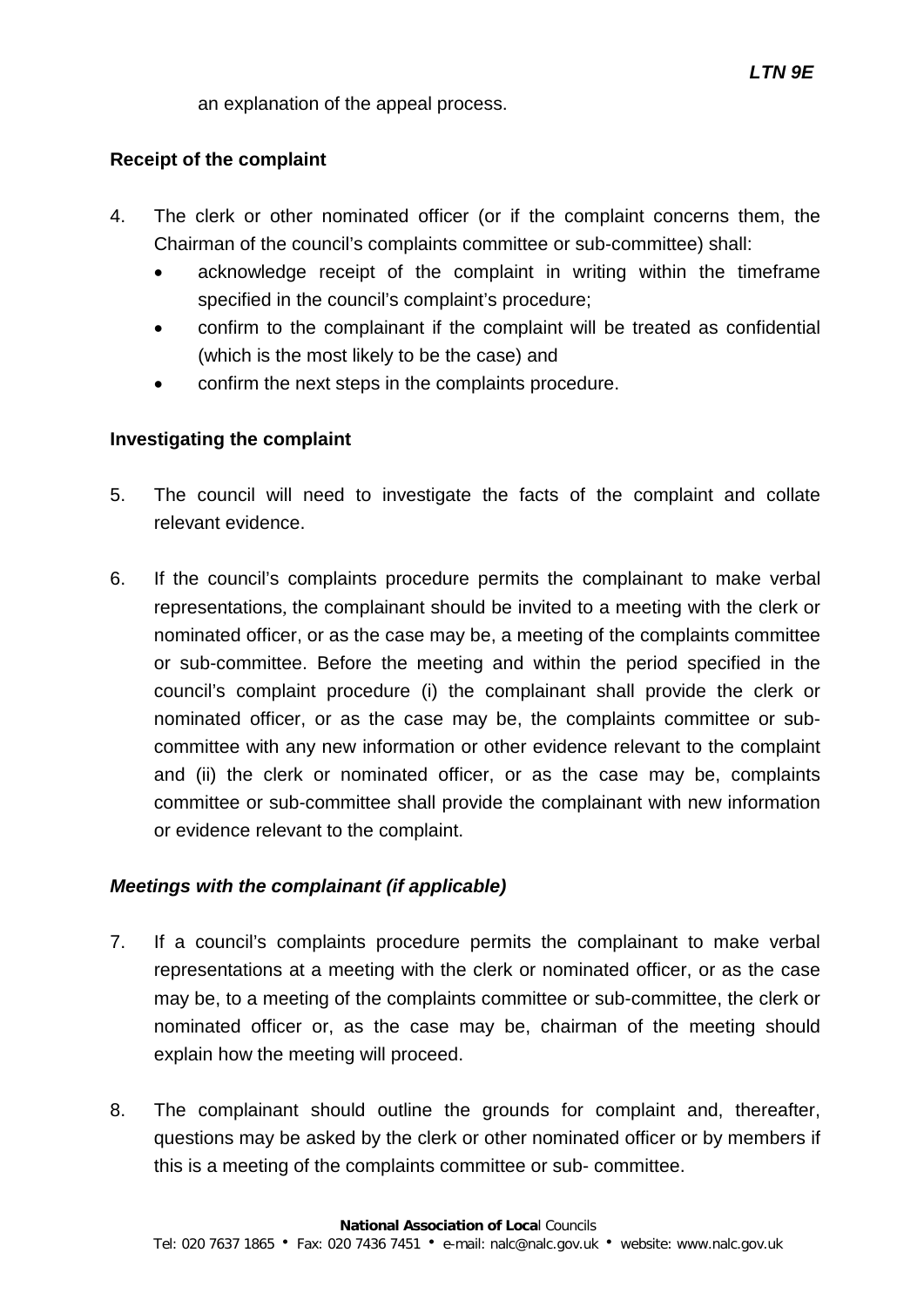an explanation of the appeal process.

**Receipt of the complaint**

4. The clerk or other nominated officer (or if the complaint concerns them, the Chairman of the council's complaints committee or sub-committee) shall:
   - acknowledge receipt of the complaint in writing within the timeframe specified in the council's complaint's procedure;
   - confirm to the complainant if the complaint will be treated as confidential (which is the most likely to be the case) and
   - confirm the next steps in the complaints procedure.

**Investigating the complaint**

5. The council will need to investigate the facts of the complaint and collate relevant evidence.

6. If the council's complaints procedure permits the complainant to make verbal representations, the complainant should be invited to a meeting with the clerk or nominated officer, or as the case may be, a meeting of the complaints committee or sub-committee. Before the meeting and within the period specified in the council's complaint procedure (i) the complainant shall provide the clerk or nominated officer, or as the case may be, the complaints committee or sub-committee with any new information or other evidence relevant to the complaint and (ii) the clerk or nominated officer, or as the case may be, complaints committee or sub-committee shall provide the complainant with new information or evidence relevant to the complaint.

***Meetings with the complainant (if applicable)***

7. If a council's complaints procedure permits the complainant to make verbal representations at a meeting with the clerk or nominated officer, or as the case may be, to a meeting of the complaints committee or sub-committee, the clerk or nominated officer or, as the case may be, chairman of the meeting should explain how the meeting will proceed.

8. The complainant should outline the grounds for complaint and, thereafter, questions may be asked by the clerk or other nominated officer or by members if this is a meeting of the complaints committee or sub- committee.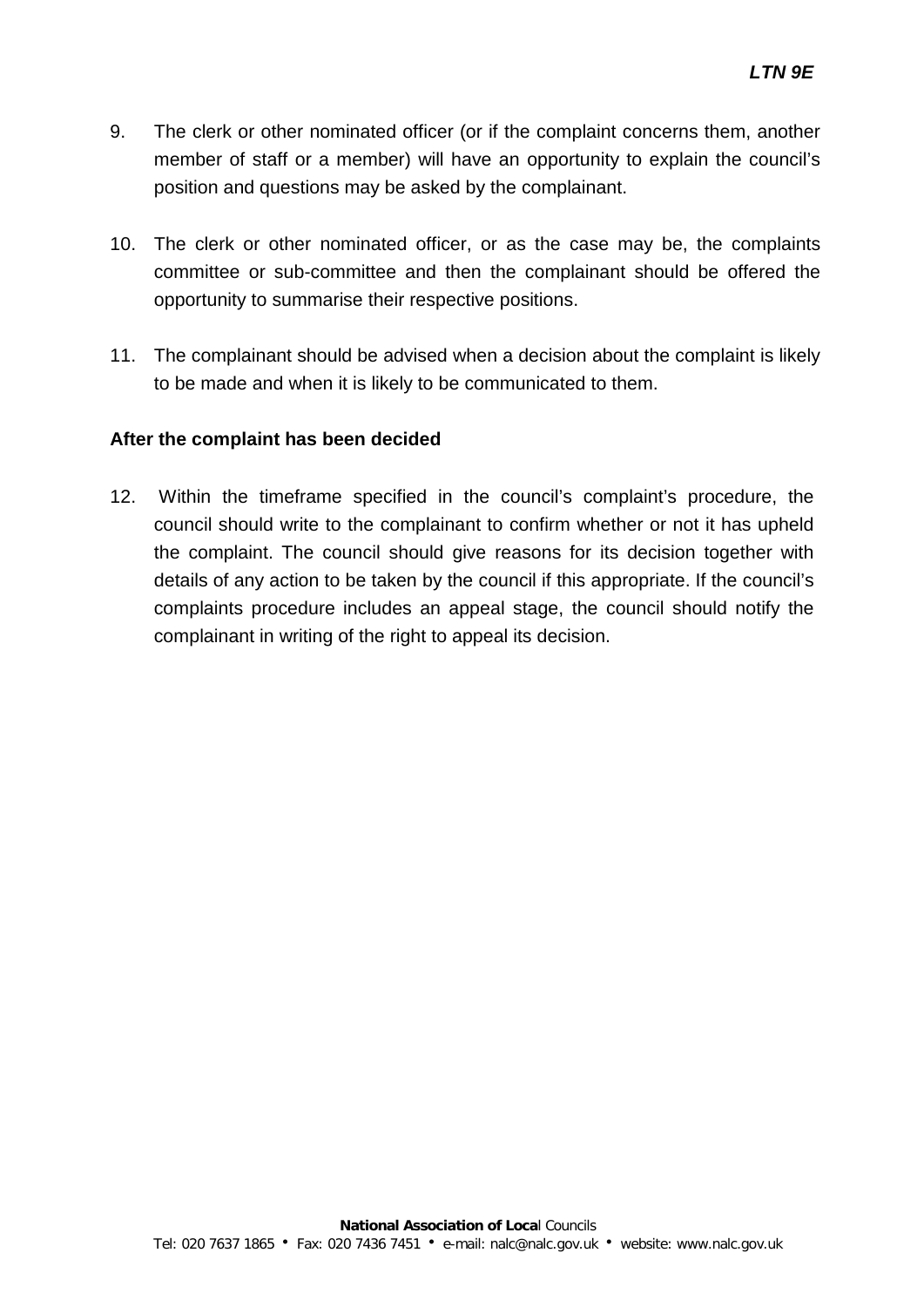9. The clerk or other nominated officer (or if the complaint concerns them, another member of staff or a member) will have an opportunity to explain the council's position and questions may be asked by the complainant.

10. The clerk or other nominated officer, or as the case may be, the complaints committee or sub-committee and then the complainant should be offered the opportunity to summarise their respective positions.

11. The complainant should be advised when a decision about the complaint is likely to be made and when it is likely to be communicated to them.

**After the complaint has been decided**

12. Within the timeframe specified in the council's complaint's procedure, the council should write to the complainant to confirm whether or not it has upheld the complaint. The council should give reasons for its decision together with details of any action to be taken by the council if this appropriate. If the council's complaints procedure includes an appeal stage, the council should notify the complainant in writing of the right to appeal its decision.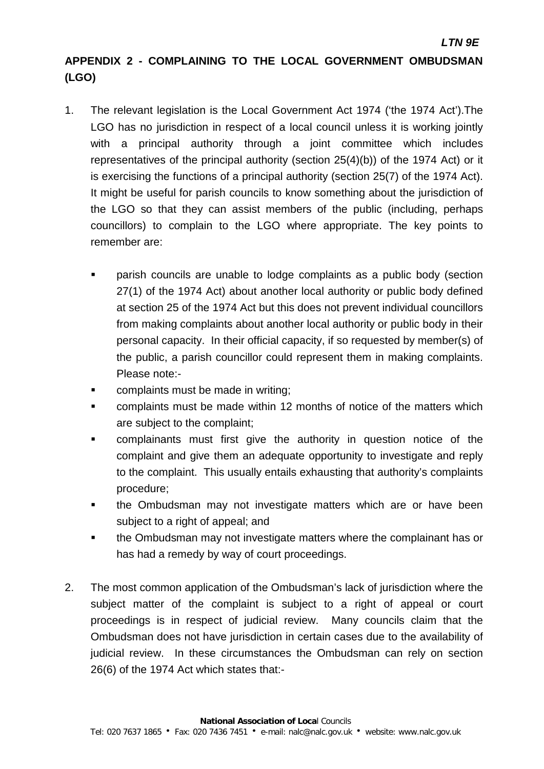## APPENDIX 2 - COMPLAINING TO THE LOCAL GOVERNMENT OMBUDSMAN (LGO)

1. The relevant legislation is the Local Government Act 1974 ('the 1974 Act').The LGO has no jurisdiction in respect of a local council unless it is working jointly with a principal authority through a joint committee which includes representatives of the principal authority (section 25(4)(b)) of the 1974 Act) or it is exercising the functions of a principal authority (section 25(7) of the 1974 Act). It might be useful for parish councils to know something about the jurisdiction of the LGO so that they can assist members of the public (including, perhaps councillors) to complain to the LGO where appropriate. The key points to remember are:

   - parish councils are unable to lodge complaints as a public body (section 27(1) of the 1974 Act) about another local authority or public body defined at section 25 of the 1974 Act but this does not prevent individual councillors from making complaints about another local authority or public body in their personal capacity. In their official capacity, if so requested by member(s) of the public, a parish councillor could represent them in making complaints. Please note:-
   - complaints must be made in writing;
   - complaints must be made within 12 months of notice of the matters which are subject to the complaint;
   - complainants must first give the authority in question notice of the complaint and give them an adequate opportunity to investigate and reply to the complaint. This usually entails exhausting that authority's complaints procedure;
   - the Ombudsman may not investigate matters which are or have been subject to a right of appeal; and
   - the Ombudsman may not investigate matters where the complainant has or has had a remedy by way of court proceedings.

2. The most common application of the Ombudsman's lack of jurisdiction where the subject matter of the complaint is subject to a right of appeal or court proceedings is in respect of judicial review. Many councils claim that the Ombudsman does not have jurisdiction in certain cases due to the availability of judicial review. In these circumstances the Ombudsman can rely on section 26(6) of the 1974 Act which states that:-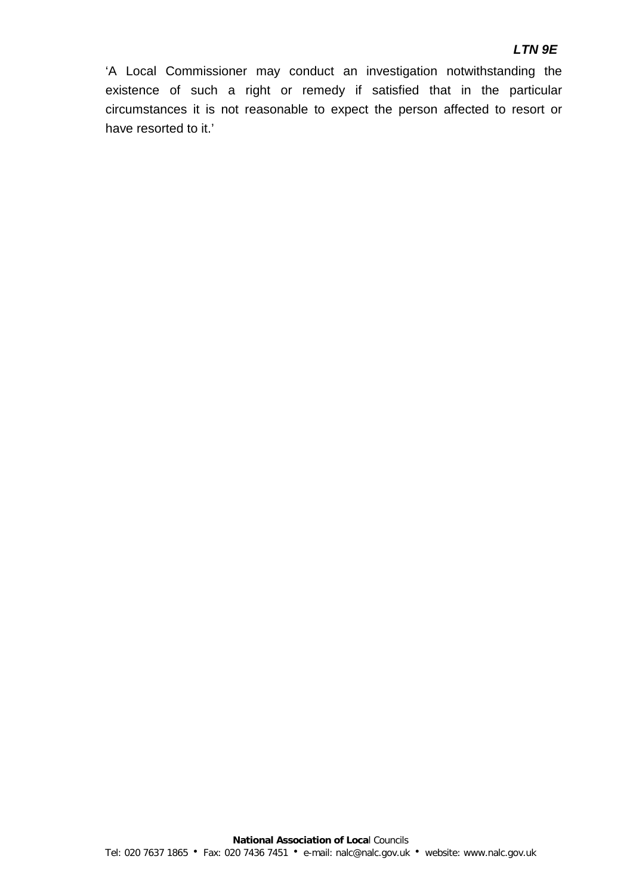'A Local Commissioner may conduct an investigation notwithstanding the existence of such a right or remedy if satisfied that in the particular circumstances it is not reasonable to expect the person affected to resort or have resorted to it.'